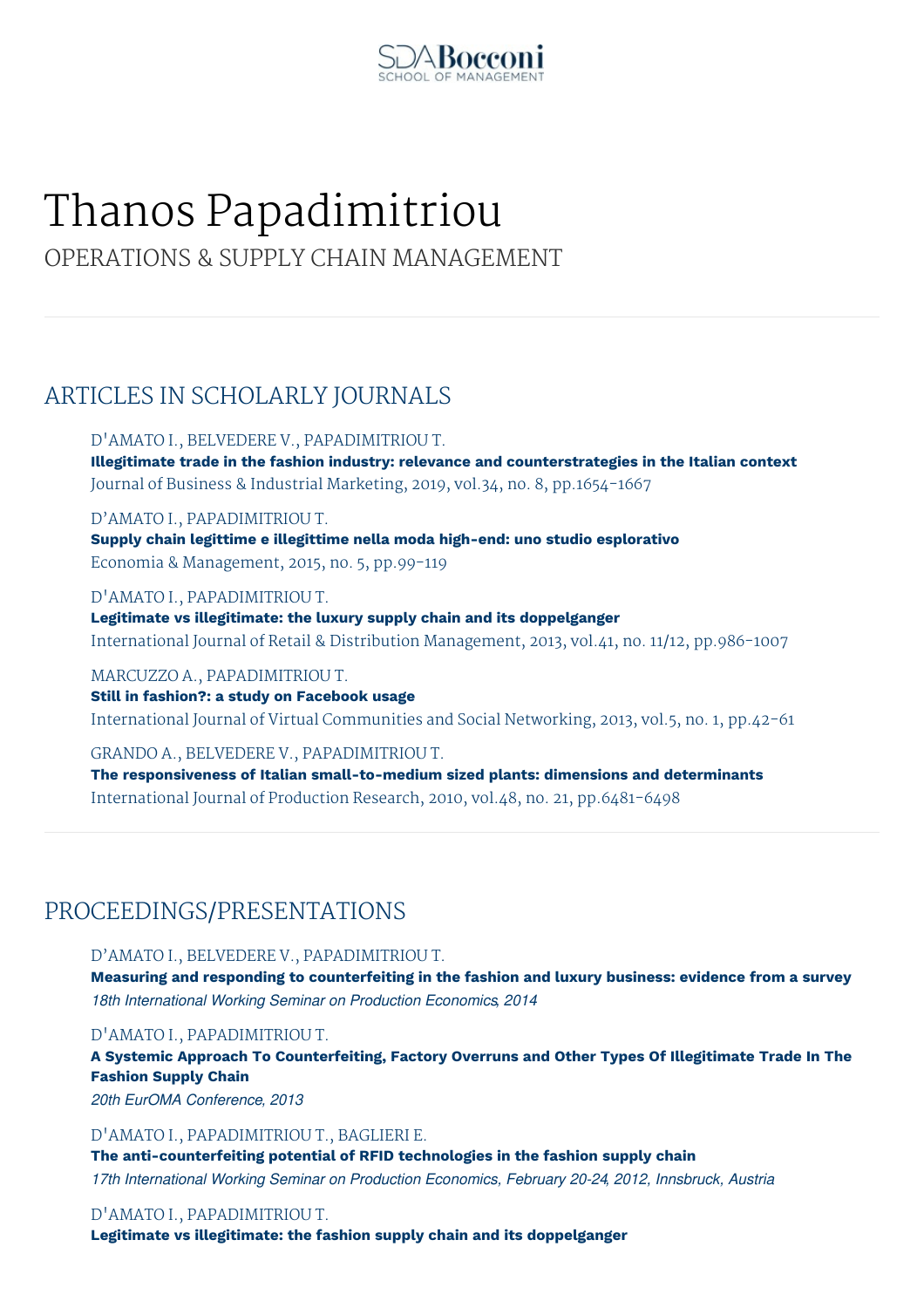SDA Bocconi SCHOOL OF MANAGEMENT

# Thanos Papadimitriou

OPERATIONS & SUPPLY CHAIN MANAGEMENT

## ARTICLES IN SCHOLARLY JOURNALS

D'AMATO I., BELVEDERE V., PAPADIMITRIOU T.
**Illegitimate trade in the fashion industry: relevance and counterstrategies in the Italian context**
Journal of Business & Industrial Marketing, 2019, vol.34, no. 8, pp.1654-1667

D'AMATO I., PAPADIMITRIOU T.
**Supply chain legittime e illegittime nella moda high-end: uno studio esplorativo**
Economia & Management, 2015, no. 5, pp.99-119

D'AMATO I., PAPADIMITRIOU T.
**Legitimate vs illegitimate: the luxury supply chain and its doppelganger**
International Journal of Retail & Distribution Management, 2013, vol.41, no. 11/12, pp.986-1007

MARCUZZO A., PAPADIMITRIOU T.
**Still in fashion?: a study on Facebook usage**
International Journal of Virtual Communities and Social Networking, 2013, vol.5, no. 1, pp.42-61

GRANDO A., BELVEDERE V., PAPADIMITRIOU T.
**The responsiveness of Italian small-to-medium sized plants: dimensions and determinants**
International Journal of Production Research, 2010, vol.48, no. 21, pp.6481-6498

## PROCEEDINGS/PRESENTATIONS

D'AMATO I., BELVEDERE V., PAPADIMITRIOU T.
**Measuring and responding to counterfeiting in the fashion and luxury business: evidence from a survey**
*18th International Working Seminar on Production Economics, 2014*

D'AMATO I., PAPADIMITRIOU T.
**A Systemic Approach To Counterfeiting, Factory Overruns and Other Types Of Illegitimate Trade In The Fashion Supply Chain**
*20th EurOMA Conference, 2013*

D'AMATO I., PAPADIMITRIOU T., BAGLIERI E.
**The anti-counterfeiting potential of RFID technologies in the fashion supply chain**
*17th International Working Seminar on Production Economics, February 20-24, 2012, Innsbruck, Austria*

D'AMATO I., PAPADIMITRIOU T.
**Legitimate vs illegitimate: the fashion supply chain and its doppelganger**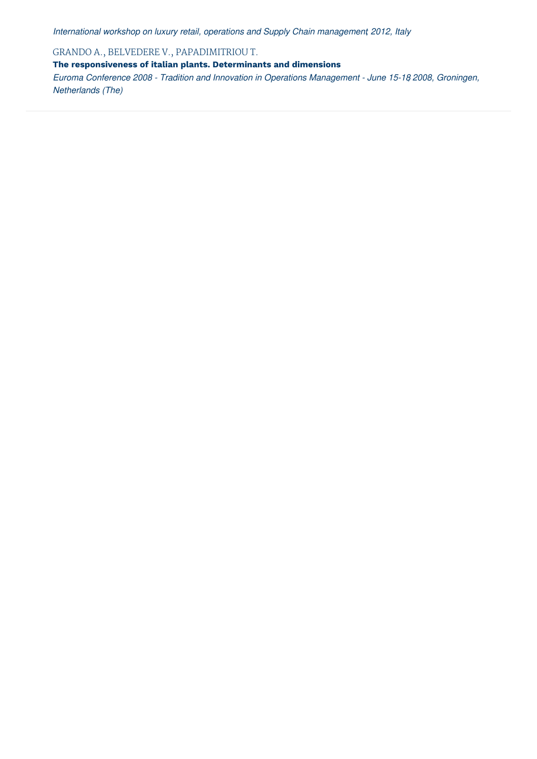*International workshop on luxury retail, operations and Supply Chain management, 2012, Italy*

GRANDO A., BELVEDERE V., PAPADIMITRIOU T.

**The responsiveness of italian plants. Determinants and dimensions**

*Euroma Conference 2008 - Tradition and Innovation in Operations Management - June 15-18, 2008, Groningen, Netherlands (The)*